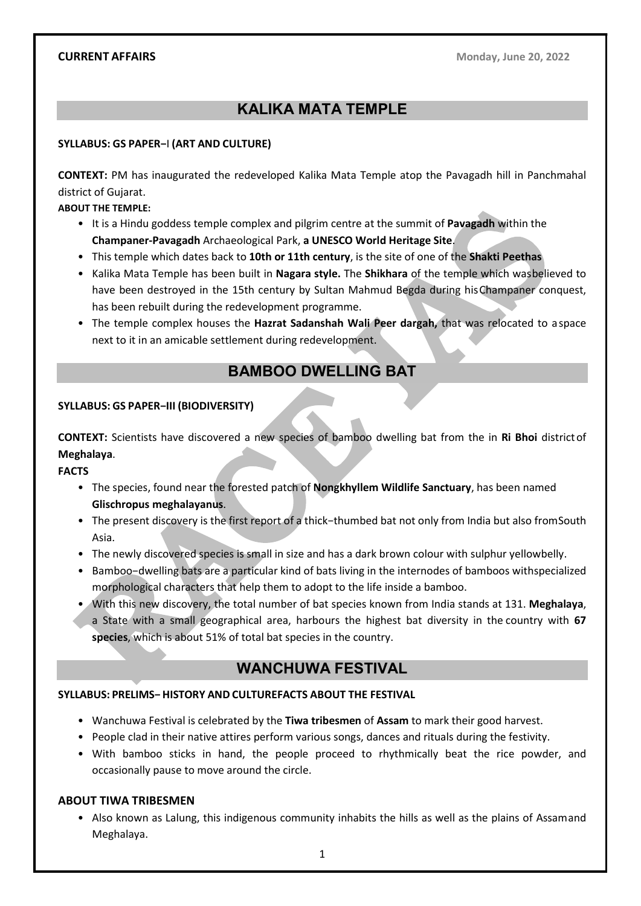**CURRENT AFFAIRS** **Monday, June 20, 2022**

## KALIKA MATA TEMPLE

**SYLLABUS: GS PAPER–I (ART AND CULTURE)**

**CONTEXT:** PM has inaugurated the redeveloped Kalika Mata Temple atop the Pavagadh hill in Panchmahal district of Gujarat.

**ABOUT THE TEMPLE:**

- It is a Hindu goddess temple complex and pilgrim centre at the summit of **Pavagadh** within the **Champaner-Pavagadh** Archaeological Park, **a UNESCO World Heritage Site**.
- This temple which dates back to **10th or 11th century**, is the site of one of the **Shakti Peethas**
- Kalika Mata Temple has been built in **Nagara style.** The **Shikhara** of the temple which wasbelieved to have been destroyed in the 15th century by Sultan Mahmud Begda during hisChampaner conquest, has been rebuilt during the redevelopment programme.
- The temple complex houses the **Hazrat Sadanshah Wali Peer dargah,** that was relocated to aspace next to it in an amicable settlement during redevelopment.

## BAMBOO DWELLING BAT

**SYLLABUS: GS PAPER–III (BIODIVERSITY)**

**CONTEXT:** Scientists have discovered a new species of bamboo dwelling bat from the in **Ri Bhoi** districtof **Meghalaya**.

**FACTS**

- The species, found near the forested patch of **Nongkhyllem Wildlife Sanctuary**, has been named **Glischropus meghalayanus**.
- The present discovery is the first report of a thick–thumbed bat not only from India but also fromSouth Asia.
- The newly discovered species is small in size and has a dark brown colour with sulphur yellowbelly.
- Bamboo–dwelling bats are a particular kind of bats living in the internodes of bamboos withspecialized morphological characters that help them to adopt to the life inside a bamboo.
- With this new discovery, the total number of bat species known from India stands at 131. **Meghalaya**, a State with a small geographical area, harbours the highest bat diversity in the country with **67 species**, which is about 51% of total bat species in the country.

## WANCHUWA FESTIVAL

**SYLLABUS: PRELIMS– HISTORY AND CULTUREFACTS ABOUT THE FESTIVAL**

- Wanchuwa Festival is celebrated by the **Tiwa tribesmen** of **Assam** to mark their good harvest.
- People clad in their native attires perform various songs, dances and rituals during the festivity.
- With bamboo sticks in hand, the people proceed to rhythmically beat the rice powder, and occasionally pause to move around the circle.

### ABOUT TIWA TRIBESMEN

- Also known as Lalung, this indigenous community inhabits the hills as well as the plains of Assamand Meghalaya.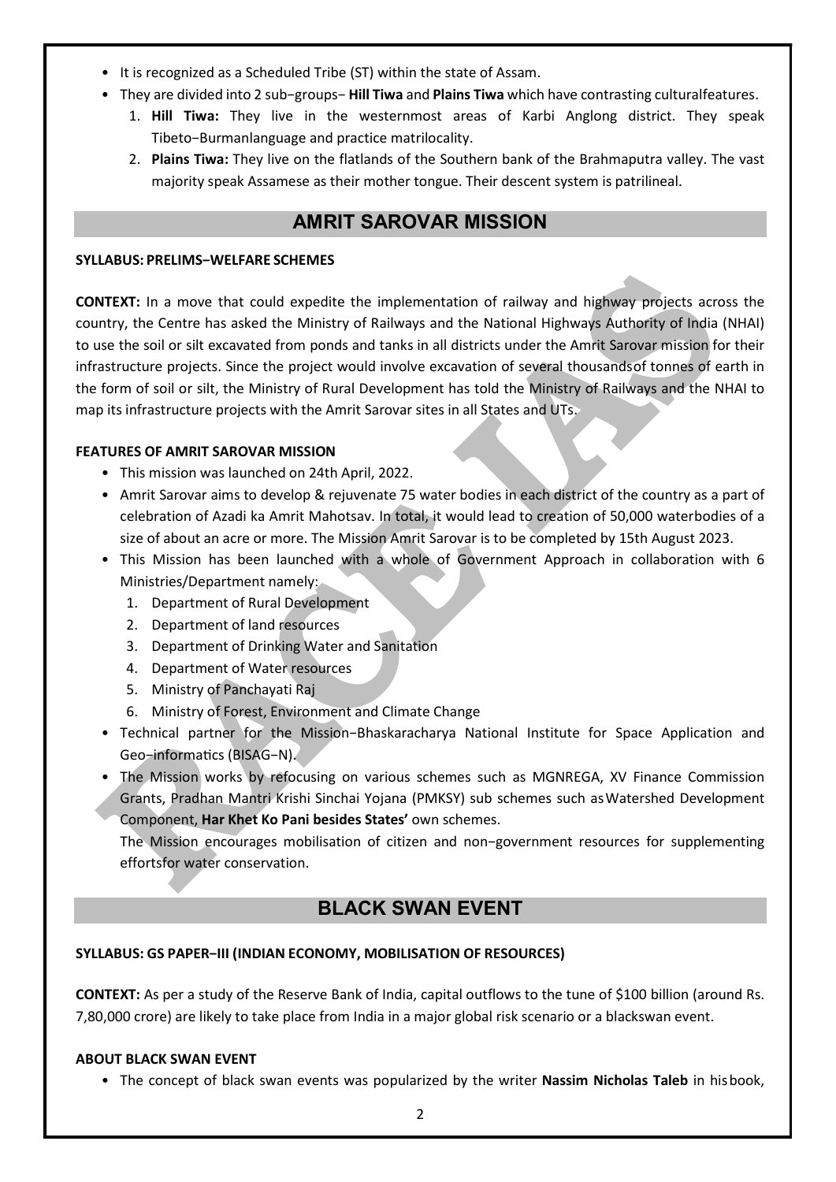- It is recognized as a Scheduled Tribe (ST) within the state of Assam.
- They are divided into 2 sub−groups− **Hill Tiwa** and **Plains Tiwa** which have contrasting culturalfeatures.
  1. **Hill Tiwa:** They live in the westernmost areas of Karbi Anglong district. They speak Tibeto−Burmanlanguage and practice matrilocality.
  2. **Plains Tiwa:** They live on the flatlands of the Southern bank of the Brahmaputra valley. The vast majority speak Assamese as their mother tongue. Their descent system is patrilineal.

## AMRIT SAROVAR MISSION

**SYLLABUS: PRELIMS−WELFARE SCHEMES**

**CONTEXT:** In a move that could expedite the implementation of railway and highway projects across the country, the Centre has asked the Ministry of Railways and the National Highways Authority of India (NHAI) to use the soil or silt excavated from ponds and tanks in all districts under the Amrit Sarovar mission for their infrastructure projects. Since the project would involve excavation of several thousandsof tonnes of earth in the form of soil or silt, the Ministry of Rural Development has told the Ministry of Railways and the NHAI to map its infrastructure projects with the Amrit Sarovar sites in all States and UTs.

**FEATURES OF AMRIT SAROVAR MISSION**

- This mission was launched on 24th April, 2022.
- Amrit Sarovar aims to develop & rejuvenate 75 water bodies in each district of the country as a part of celebration of Azadi ka Amrit Mahotsav. In total, it would lead to creation of 50,000 waterbodies of a size of about an acre or more. The Mission Amrit Sarovar is to be completed by 15th August 2023.
- This Mission has been launched with a whole of Government Approach in collaboration with 6 Ministries/Department namely:
  1. Department of Rural Development
  2. Department of land resources
  3. Department of Drinking Water and Sanitation
  4. Department of Water resources
  5. Ministry of Panchayati Raj
  6. Ministry of Forest, Environment and Climate Change
- Technical partner for the Mission−Bhaskaracharya National Institute for Space Application and Geo−informatics (BISAG−N).
- The Mission works by refocusing on various schemes such as MGNREGA, XV Finance Commission Grants, Pradhan Mantri Krishi Sinchai Yojana (PMKSY) sub schemes such asWatershed Development Component, **Har Khet Ko Pani besides States'** own schemes.

  The Mission encourages mobilisation of citizen and non−government resources for supplementing effortsfor water conservation.

## BLACK SWAN EVENT

**SYLLABUS: GS PAPER−III (INDIAN ECONOMY, MOBILISATION OF RESOURCES)**

**CONTEXT:** As per a study of the Reserve Bank of India, capital outflows to the tune of $100 billion (around Rs. 7,80,000 crore) are likely to take place from India in a major global risk scenario or a blackswan event.

**ABOUT BLACK SWAN EVENT**

- The concept of black swan events was popularized by the writer **Nassim Nicholas Taleb** in hisbook,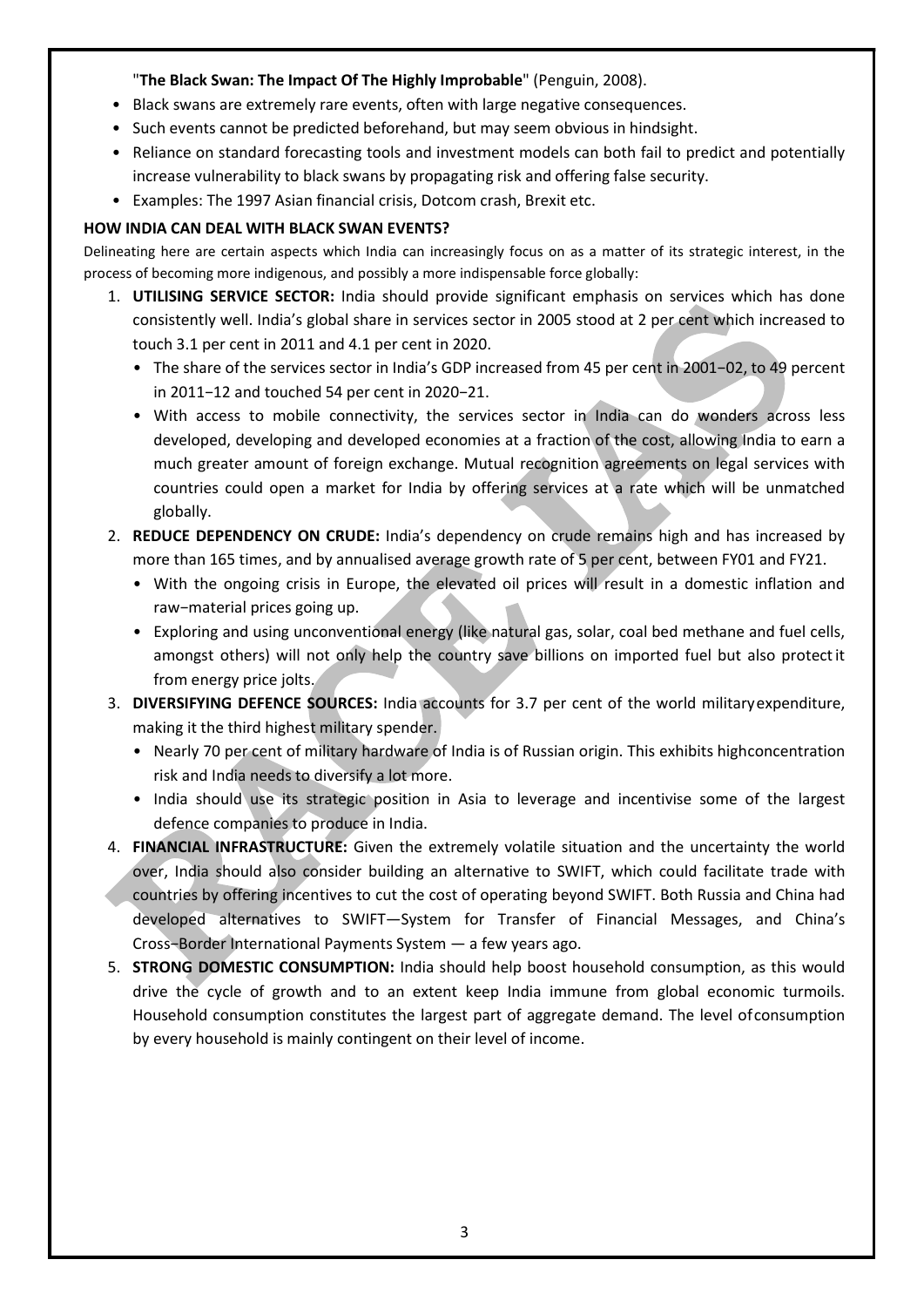"**The Black Swan: The Impact Of The Highly Improbable**" (Penguin, 2008).

- Black swans are extremely rare events, often with large negative consequences.
- Such events cannot be predicted beforehand, but may seem obvious in hindsight.
- Reliance on standard forecasting tools and investment models can both fail to predict and potentially increase vulnerability to black swans by propagating risk and offering false security.
- Examples: The 1997 Asian financial crisis, Dotcom crash, Brexit etc.

**HOW INDIA CAN DEAL WITH BLACK SWAN EVENTS?**

Delineating here are certain aspects which India can increasingly focus on as a matter of its strategic interest, in the process of becoming more indigenous, and possibly a more indispensable force globally:

1. **UTILISING SERVICE SECTOR:** India should provide significant emphasis on services which has done consistently well. India's global share in services sector in 2005 stood at 2 per cent which increased to touch 3.1 per cent in 2011 and 4.1 per cent in 2020.
   - The share of the services sector in India's GDP increased from 45 per cent in 2001−02, to 49 percent in 2011−12 and touched 54 per cent in 2020−21.
   - With access to mobile connectivity, the services sector in India can do wonders across less developed, developing and developed economies at a fraction of the cost, allowing India to earn a much greater amount of foreign exchange. Mutual recognition agreements on legal services with countries could open a market for India by offering services at a rate which will be unmatched globally.
2. **REDUCE DEPENDENCY ON CRUDE:** India's dependency on crude remains high and has increased by more than 165 times, and by annualised average growth rate of 5 per cent, between FY01 and FY21.
   - With the ongoing crisis in Europe, the elevated oil prices will result in a domestic inflation and raw−material prices going up.
   - Exploring and using unconventional energy (like natural gas, solar, coal bed methane and fuel cells, amongst others) will not only help the country save billions on imported fuel but also protect it from energy price jolts.
3. **DIVERSIFYING DEFENCE SOURCES:** India accounts for 3.7 per cent of the world military expenditure, making it the third highest military spender.
   - Nearly 70 per cent of military hardware of India is of Russian origin. This exhibits high concentration risk and India needs to diversify a lot more.
   - India should use its strategic position in Asia to leverage and incentivise some of the largest defence companies to produce in India.
4. **FINANCIAL INFRASTRUCTURE:** Given the extremely volatile situation and the uncertainty the world over, India should also consider building an alternative to SWIFT, which could facilitate trade with countries by offering incentives to cut the cost of operating beyond SWIFT. Both Russia and China had developed alternatives to SWIFT—System for Transfer of Financial Messages, and China's Cross−Border International Payments System — a few years ago.
5. **STRONG DOMESTIC CONSUMPTION:** India should help boost household consumption, as this would drive the cycle of growth and to an extent keep India immune from global economic turmoils. Household consumption constitutes the largest part of aggregate demand. The level of consumption by every household is mainly contingent on their level of income.